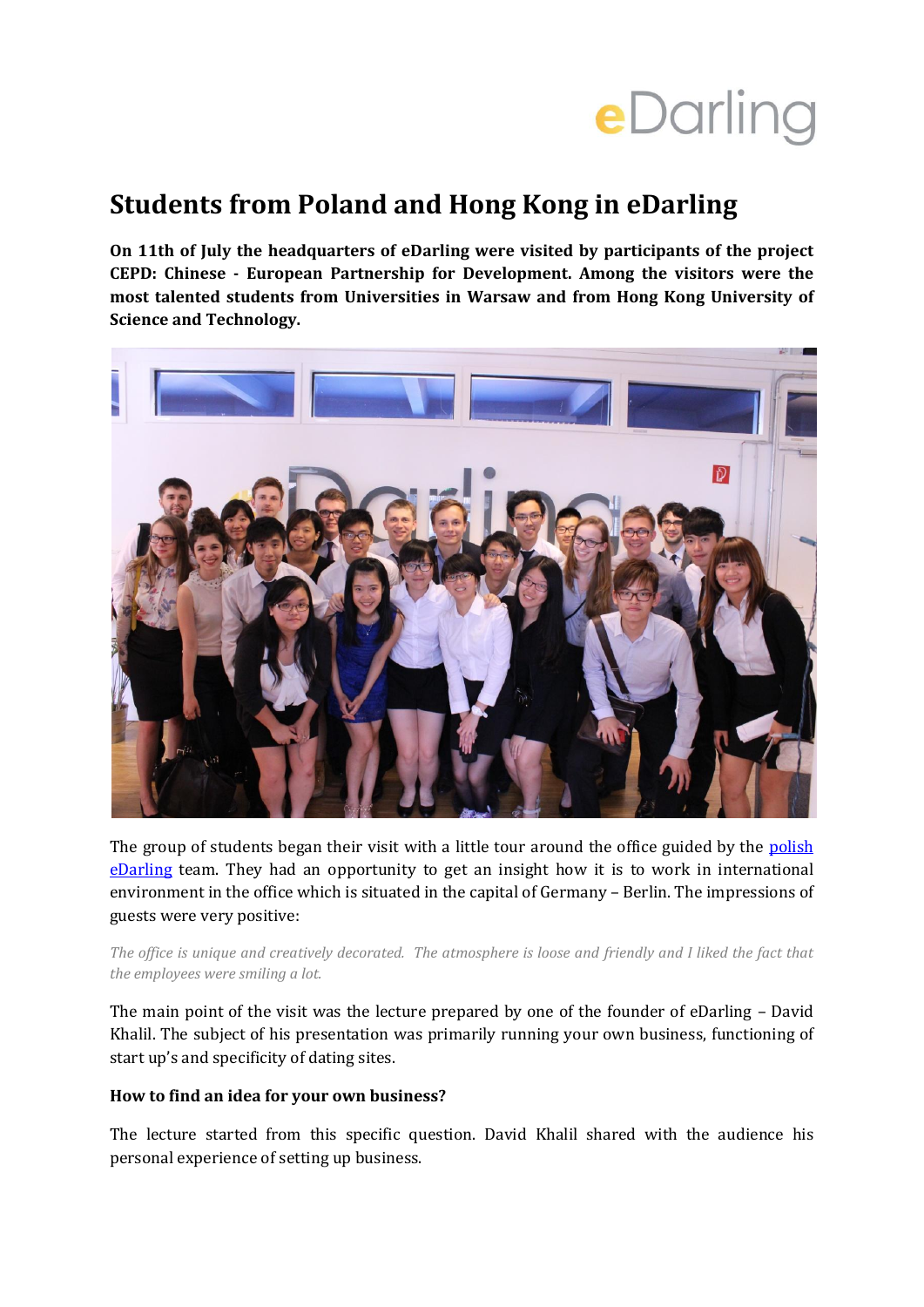eDarling

# Students from Poland and Hong Kong in eDarling

**On 11th of July the headquarters of eDarling were visited by participants of the project CEPD: Chinese - European Partnership for Development. Among the visitors were the most talented students from Universities in Warsaw and from Hong Kong University of Science and Technology.**

The group of students began their visit with a little tour around the office guided by the polish eDarling team. They had an opportunity to get an insight how it is to work in international environment in the office which is situated in the capital of Germany – Berlin. The impressions of guests were very positive:

*The office is unique and creatively decorated. The atmosphere is loose and friendly and I liked the fact that the employees were smiling a lot.*

The main point of the visit was the lecture prepared by one of the founder of eDarling – David Khalil. The subject of his presentation was primarily running your own business, functioning of start up's and specificity of dating sites.

**How to find an idea for your own business?**

The lecture started from this specific question. David Khalil shared with the audience his personal experience of setting up business.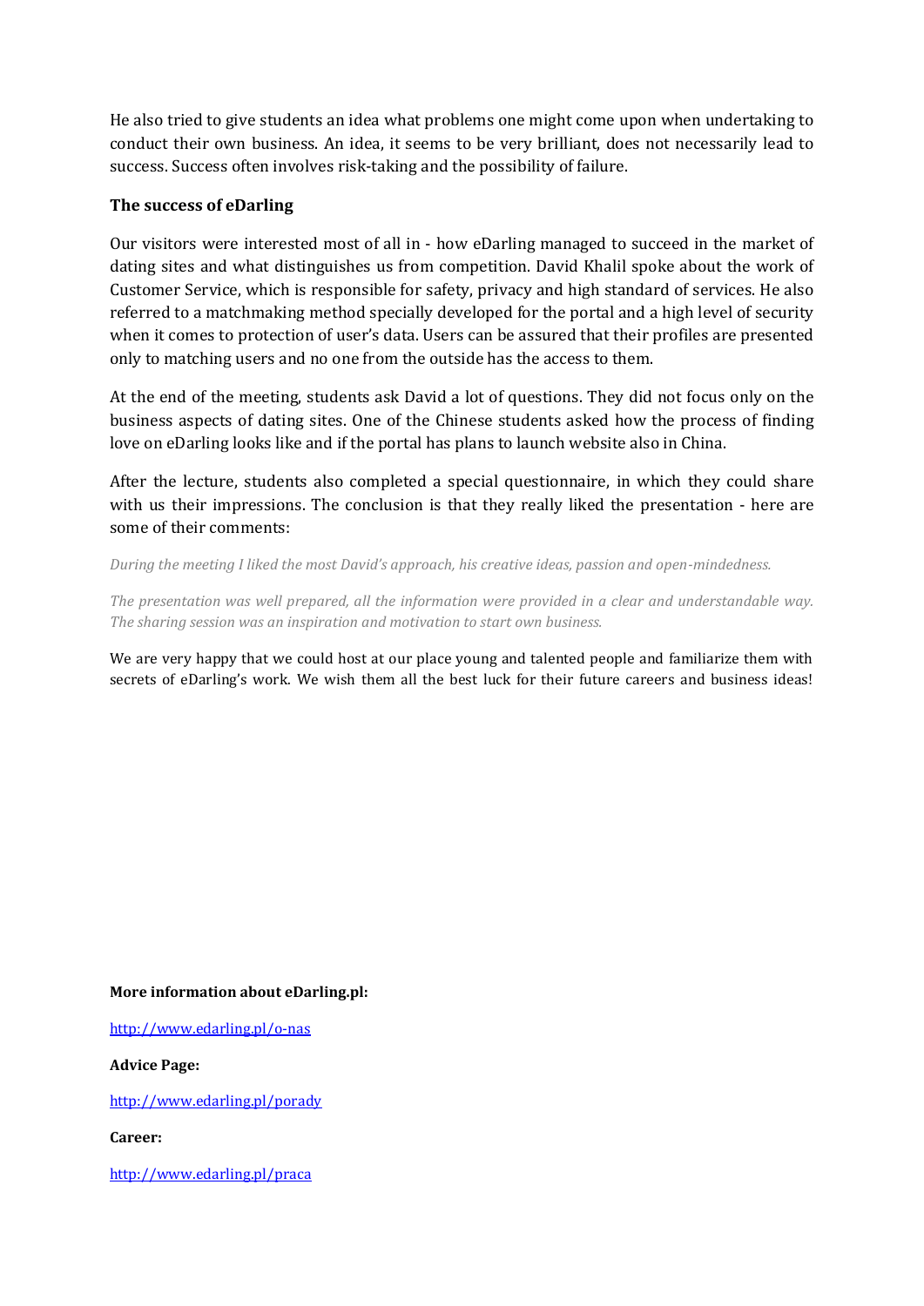He also tried to give students an idea what problems one might come upon when undertaking to conduct their own business. An idea, it seems to be very brilliant, does not necessarily lead to success. Success often involves risk-taking and the possibility of failure.

### The success of eDarling

Our visitors were interested most of all in - how eDarling managed to succeed in the market of dating sites and what distinguishes us from competition. David Khalil spoke about the work of Customer Service, which is responsible for safety, privacy and high standard of services. He also referred to a matchmaking method specially developed for the portal and a high level of security when it comes to protection of user's data. Users can be assured that their profiles are presented only to matching users and no one from the outside has the access to them.

At the end of the meeting, students ask David a lot of questions. They did not focus only on the business aspects of dating sites. One of the Chinese students asked how the process of finding love on eDarling looks like and if the portal has plans to launch website also in China.

After the lecture, students also completed a special questionnaire, in which they could share with us their impressions. The conclusion is that they really liked the presentation - here are some of their comments:

*During the meeting I liked the most David's approach, his creative ideas, passion and open-mindedness.*

*The presentation was well prepared, all the information were provided in a clear and understandable way. The sharing session was an inspiration and motivation to start own business.*

We are very happy that we could host at our place young and talented people and familiarize them with secrets of eDarling's work. We wish them all the best luck for their future careers and business ideas!

**More information about eDarling.pl:**

http://www.edarling.pl/o-nas

**Advice Page:**

http://www.edarling.pl/porady

**Career:**

http://www.edarling.pl/praca